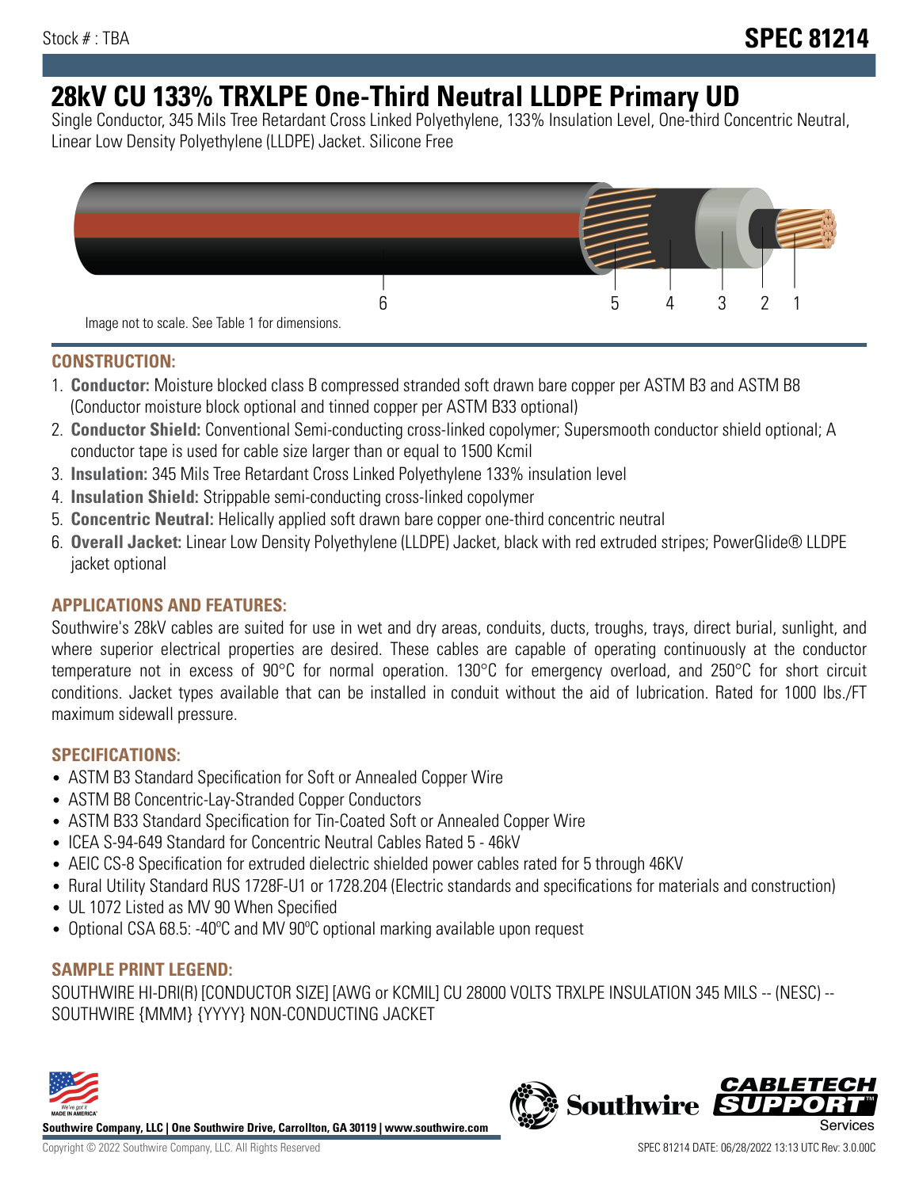Stock # : TBA

**SPEC 81214**

# 28kV CU 133% TRXLPE One-Third Neutral LLDPE Primary UD

Single Conductor, 345 Mils Tree Retardant Cross Linked Polyethylene, 133% Insulation Level, One-third Concentric Neutral, Linear Low Density Polyethylene (LLDPE) Jacket. Silicone Free

6 5 4 3 2 1

Image not to scale. See Table 1 for dimensions.

## CONSTRUCTION:

1. **Conductor:** Moisture blocked class B compressed stranded soft drawn bare copper per ASTM B3 and ASTM B8 (Conductor moisture block optional and tinned copper per ASTM B33 optional)
2. **Conductor Shield:** Conventional Semi-conducting cross-linked copolymer; Supersmooth conductor shield optional; A conductor tape is used for cable size larger than or equal to 1500 Kcmil
3. **Insulation:** 345 Mils Tree Retardant Cross Linked Polyethylene 133% insulation level
4. **Insulation Shield:** Strippable semi-conducting cross-linked copolymer
5. **Concentric Neutral:** Helically applied soft drawn bare copper one-third concentric neutral
6. **Overall Jacket:** Linear Low Density Polyethylene (LLDPE) Jacket, black with red extruded stripes; PowerGlide® LLDPE jacket optional

## APPLICATIONS AND FEATURES:

Southwire's 28kV cables are suited for use in wet and dry areas, conduits, ducts, troughs, trays, direct burial, sunlight, and where superior electrical properties are desired. These cables are capable of operating continuously at the conductor temperature not in excess of 90°C for normal operation. 130°C for emergency overload, and 250°C for short circuit conditions. Jacket types available that can be installed in conduit without the aid of lubrication. Rated for 1000 lbs./FT maximum sidewall pressure.

## SPECIFICATIONS:

- ASTM B3 Standard Specification for Soft or Annealed Copper Wire
- ASTM B8 Concentric-Lay-Stranded Copper Conductors
- ASTM B33 Standard Specification for Tin-Coated Soft or Annealed Copper Wire
- ICEA S-94-649 Standard for Concentric Neutral Cables Rated 5 - 46kV
- AEIC CS-8 Specification for extruded dielectric shielded power cables rated for 5 through 46KV
- Rural Utility Standard RUS 1728F-U1 or 1728.204 (Electric standards and specifications for materials and construction)
- UL 1072 Listed as MV 90 When Specified
- Optional CSA 68.5: -40ºC and MV 90ºC optional marking available upon request

## SAMPLE PRINT LEGEND:

SOUTHWIRE HI-DRI(R) [CONDUCTOR SIZE] [AWG or KCMIL] CU 28000 VOLTS TRXLPE INSULATION 345 MILS -- (NESC) -- SOUTHWIRE {MMM} {YYYY} NON-CONDUCTING JACKET

**Southwire Company, LLC | One Southwire Drive, Carrollton, GA 30119 | www.southwire.com**

Copyright © 2022 Southwire Company, LLC. All Rights Reserved

SPEC 81214 DATE: 06/28/2022 13:13 UTC Rev: 3.0.00C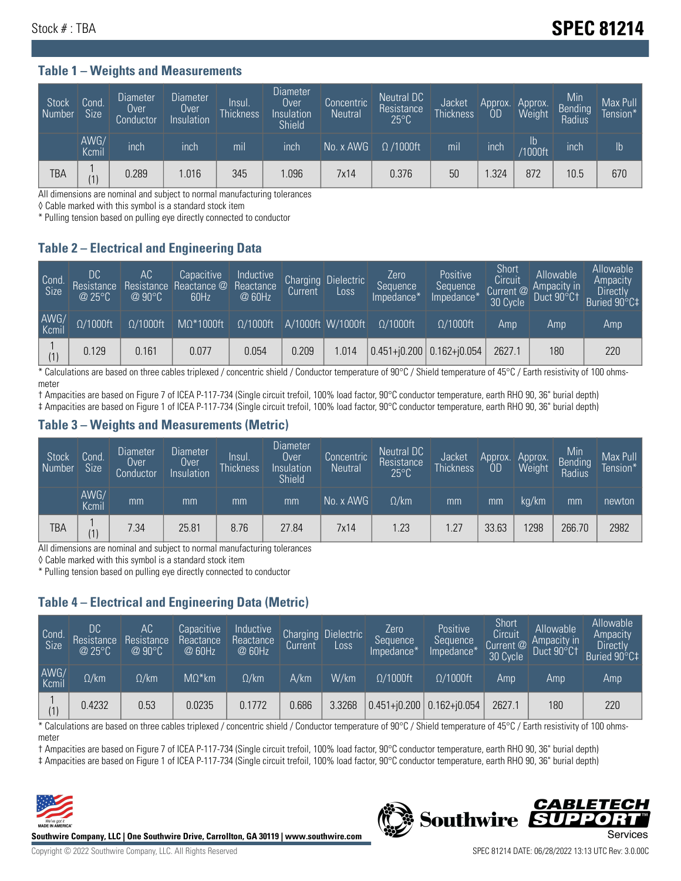Stock # : TBA **SPEC 81214**

## Table 1 – Weights and Measurements

| Stock Number | Cond. Size | Diameter Over Conductor | Diameter Over Insulation | Insul. Thickness | Diameter Over Insulation Shield | Concentric Neutral | Neutral DC Resistance 25°C | Jacket Thickness | Approx. OD | Approx. Weight | Min Bending Radius | Max Pull Tension* |
|---|---|---|---|---|---|---|---|---|---|---|---|---|
| | AWG/ Kcmil | inch | inch | mil | inch | No. x AWG | Ω /1000ft | mil | inch | lb /1000ft | inch | lb |
| TBA | 1 (1) | 0.289 | 1.016 | 345 | 1.096 | 7x14 | 0.376 | 50 | 1.324 | 872 | 10.5 | 670 |

All dimensions are nominal and subject to normal manufacturing tolerances
◊ Cable marked with this symbol is a standard stock item
* Pulling tension based on pulling eye directly connected to conductor

## Table 2 – Electrical and Engineering Data

| Cond. Size | DC Resistance @ 25°C | AC Resistance @ 90°C | Capacitive Reactance @ 60Hz | Inductive Reactance @ 60Hz | Charging Current | Dielectric Loss | Zero Sequence Impedance* | Positive Sequence Impedance* | Short Circuit Current @ 30 Cycle | Allowable Ampacity in Duct 90°C† | Allowable Ampacity Directly Buried 90°C‡ |
|---|---|---|---|---|---|---|---|---|---|---|---|
| AWG/ Kcmil | Ω/1000ft | Ω/1000ft | MΩ*1000ft | Ω/1000ft | A/1000ft | W/1000ft | Ω/1000ft | Ω/1000ft | Amp | Amp | Amp |
| 1 (1) | 0.129 | 0.161 | 0.077 | 0.054 | 0.209 | 1.014 | 0.451+j0.200 | 0.162+j0.054 | 2627.1 | 180 | 220 |

* Calculations are based on three cables triplexed / concentric shield / Conductor temperature of 90°C / Shield temperature of 45°C / Earth resistivity of 100 ohms-meter
† Ampacities are based on Figure 7 of ICEA P-117-734 (Single circuit trefoil, 100% load factor, 90°C conductor temperature, earth RHO 90, 36" burial depth)
‡ Ampacities are based on Figure 1 of ICEA P-117-734 (Single circuit trefoil, 100% load factor, 90°C conductor temperature, earth RHO 90, 36" burial depth)

## Table 3 – Weights and Measurements (Metric)

| Stock Number | Cond. Size | Diameter Over Conductor | Diameter Over Insulation | Insul. Thickness | Diameter Over Insulation Shield | Concentric Neutral | Neutral DC Resistance 25°C | Jacket Thickness | Approx. OD | Approx. Weight | Min Bending Radius | Max Pull Tension* |
|---|---|---|---|---|---|---|---|---|---|---|---|---|
| | AWG/ Kcmil | mm | mm | mm | mm | No. x AWG | Ω/km | mm | mm | kg/km | mm | newton |
| TBA | 1 (1) | 7.34 | 25.81 | 8.76 | 27.84 | 7x14 | 1.23 | 1.27 | 33.63 | 1298 | 266.70 | 2982 |

All dimensions are nominal and subject to normal manufacturing tolerances
◊ Cable marked with this symbol is a standard stock item
* Pulling tension based on pulling eye directly connected to conductor

## Table 4 – Electrical and Engineering Data (Metric)

| Cond. Size | DC Resistance @ 25°C | AC Resistance @ 90°C | Capacitive Reactance @ 60Hz | Inductive Reactance @ 60Hz | Charging Current | Dielectric Loss | Zero Sequence Impedance* | Positive Sequence Impedance* | Short Circuit Current @ 30 Cycle | Allowable Ampacity in Duct 90°C† | Allowable Ampacity Directly Buried 90°C‡ |
|---|---|---|---|---|---|---|---|---|---|---|---|
| AWG/ Kcmil | Ω/km | Ω/km | MΩ*km | Ω/km | A/km | W/km | Ω/1000ft | Ω/1000ft | Amp | Amp | Amp |
| 1 (1) | 0.4232 | 0.53 | 0.0235 | 0.1772 | 0.686 | 3.3268 | 0.451+j0.200 | 0.162+j0.054 | 2627.1 | 180 | 220 |

* Calculations are based on three cables triplexed / concentric shield / Conductor temperature of 90°C / Shield temperature of 45°C / Earth resistivity of 100 ohms-meter
† Ampacities are based on Figure 7 of ICEA P-117-734 (Single circuit trefoil, 100% load factor, 90°C conductor temperature, earth RHO 90, 36" burial depth)
‡ Ampacities are based on Figure 1 of ICEA P-117-734 (Single circuit trefoil, 100% load factor, 90°C conductor temperature, earth RHO 90, 36" burial depth)

**Southwire Company, LLC | One Southwire Drive, Carrollton, GA 30119 | www.southwire.com**

Copyright © 2022 Southwire Company, LLC. All Rights Reserved

SPEC 81214 DATE: 06/28/2022 13:13 UTC Rev: 3.0.00C